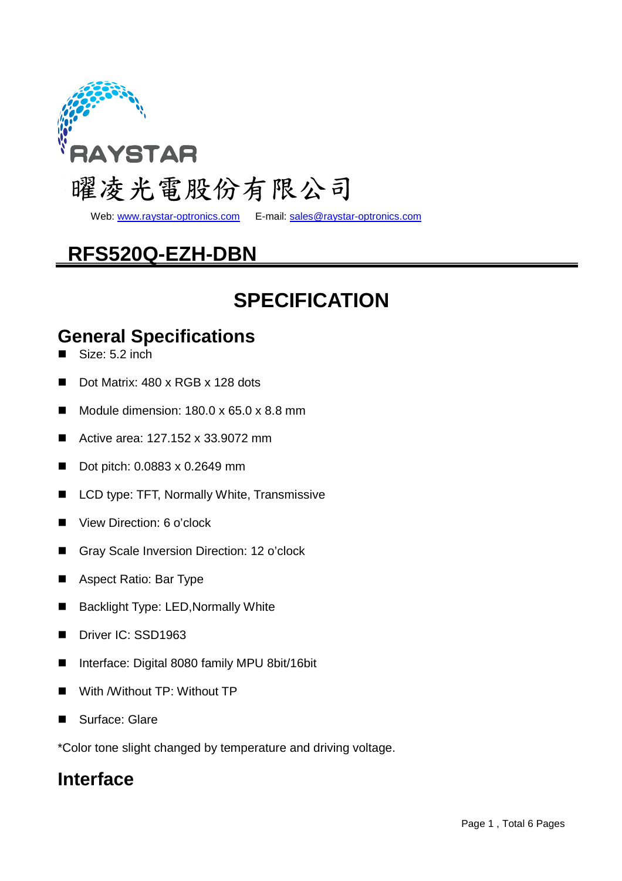RAYSTAR

曜凌光電股份有限公司

Web: www.raystar-optronics.com E-mail: sales@raystar-optronics.com

# RFS520Q-EZH-DBN

# SPECIFICATION

## General Specifications

- Size: 5.2 inch
- Dot Matrix: 480 x RGB x 128 dots
- Module dimension: 180.0 x 65.0 x 8.8 mm
- Active area: 127.152 x 33.9072 mm
- Dot pitch: 0.0883 x 0.2649 mm
- LCD type: TFT, Normally White, Transmissive
- View Direction: 6 o'clock
- Gray Scale Inversion Direction: 12 o'clock
- Aspect Ratio: Bar Type
- Backlight Type: LED,Normally White
- Driver IC: SSD1963
- Interface: Digital 8080 family MPU 8bit/16bit
- With /Without TP: Without TP
- Surface: Glare

*Color tone slight changed by temperature and driving voltage.

## Interface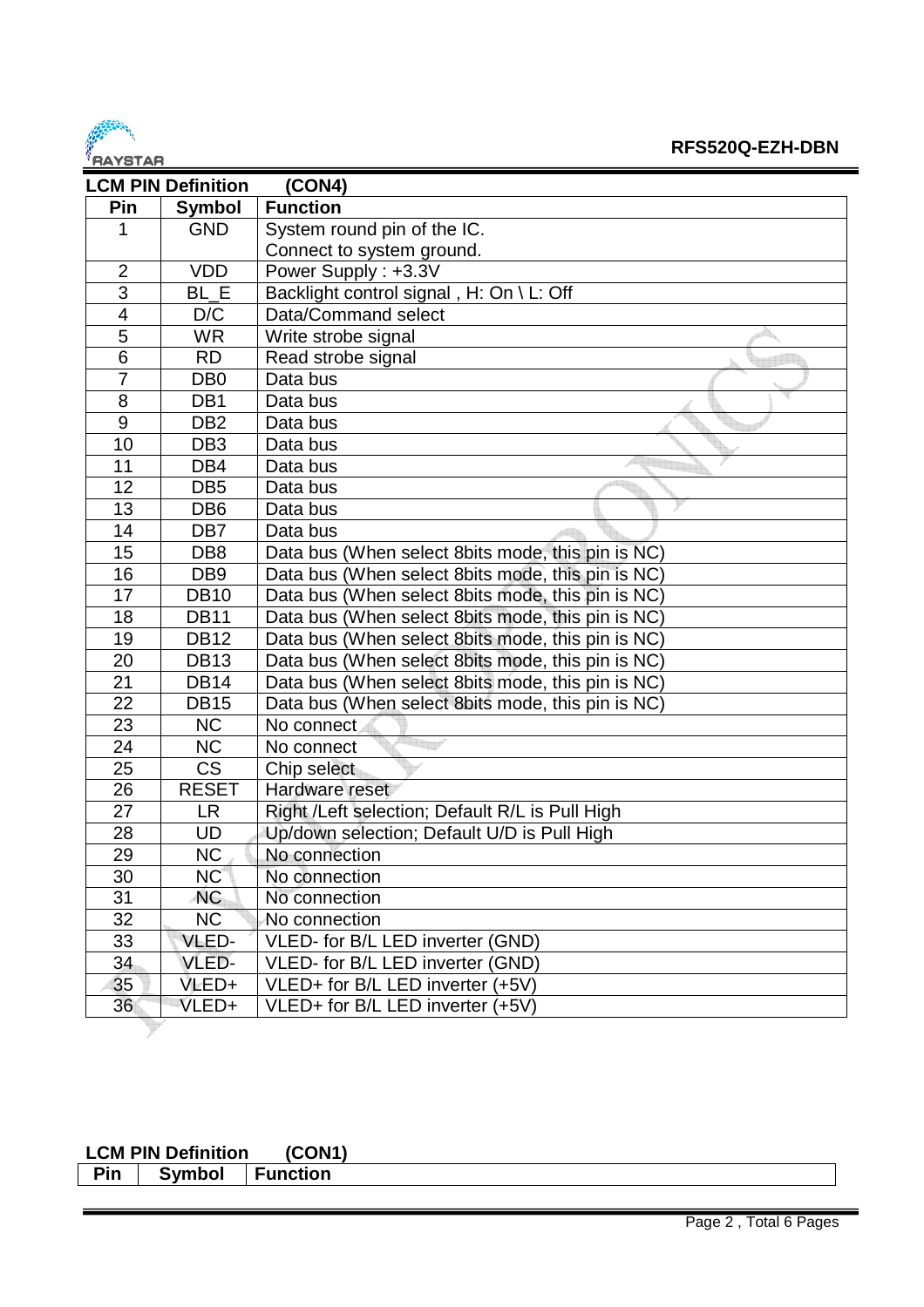## LCM PIN Definition (CON4)

| Pin | Symbol | Function |
|---|---|---|
| 1 | GND | System round pin of the IC. Connect to system ground. |
| 2 | VDD | Power Supply : +3.3V |
| 3 | BL_E | Backlight control signal , H: On \ L: Off |
| 4 | D/C | Data/Command select |
| 5 | WR | Write strobe signal |
| 6 | RD | Read strobe signal |
| 7 | DB0 | Data bus |
| 8 | DB1 | Data bus |
| 9 | DB2 | Data bus |
| 10 | DB3 | Data bus |
| 11 | DB4 | Data bus |
| 12 | DB5 | Data bus |
| 13 | DB6 | Data bus |
| 14 | DB7 | Data bus |
| 15 | DB8 | Data bus (When select 8bits mode, this pin is NC) |
| 16 | DB9 | Data bus (When select 8bits mode, this pin is NC) |
| 17 | DB10 | Data bus (When select 8bits mode, this pin is NC) |
| 18 | DB11 | Data bus (When select 8bits mode, this pin is NC) |
| 19 | DB12 | Data bus (When select 8bits mode, this pin is NC) |
| 20 | DB13 | Data bus (When select 8bits mode, this pin is NC) |
| 21 | DB14 | Data bus (When select 8bits mode, this pin is NC) |
| 22 | DB15 | Data bus (When select 8bits mode, this pin is NC) |
| 23 | NC | No connect |
| 24 | NC | No connect |
| 25 | CS | Chip select |
| 26 | RESET | Hardware reset |
| 27 | LR | Right /Left selection; Default R/L is Pull High |
| 28 | UD | Up/down selection; Default U/D is Pull High |
| 29 | NC | No connection |
| 30 | NC | No connection |
| 31 | NC | No connection |
| 32 | NC | No connection |
| 33 | VLED- | VLED- for B/L LED inverter (GND) |
| 34 | VLED- | VLED- for B/L LED inverter (GND) |
| 35 | VLED+ | VLED+ for B/L LED inverter (+5V) |
| 36 | VLED+ | VLED+ for B/L LED inverter (+5V) |

## LCM PIN Definition (CON1)

| Pin | Symbol | Function |
|---|---|---|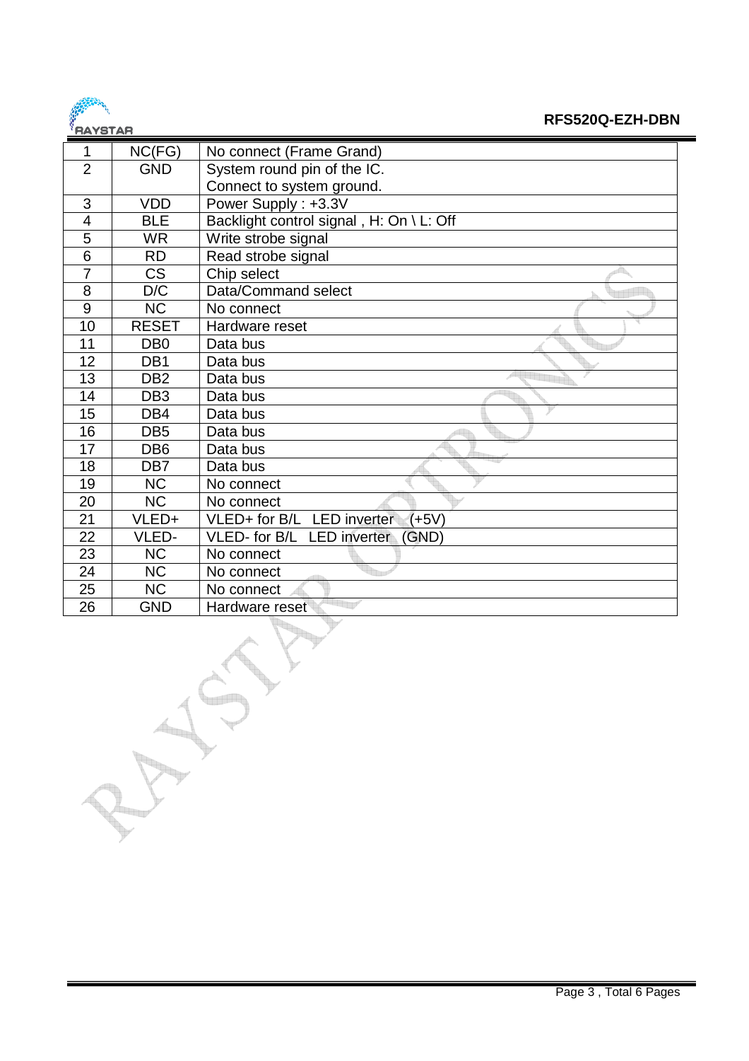| 1 | NC(FG) | No connect (Frame Grand) |
|---|---|---|
| 2 | GND | System round pin of the IC.<br>Connect to system ground. |
| 3 | VDD | Power Supply : +3.3V |
| 4 | BLE | Backlight control signal , H: On \ L: Off |
| 5 | WR | Write strobe signal |
| 6 | RD | Read strobe signal |
| 7 | CS | Chip select |
| 8 | D/C | Data/Command select |
| 9 | NC | No connect |
| 10 | RESET | Hardware reset |
| 11 | DB0 | Data bus |
| 12 | DB1 | Data bus |
| 13 | DB2 | Data bus |
| 14 | DB3 | Data bus |
| 15 | DB4 | Data bus |
| 16 | DB5 | Data bus |
| 17 | DB6 | Data bus |
| 18 | DB7 | Data bus |
| 19 | NC | No connect |
| 20 | NC | No connect |
| 21 | VLED+ | VLED+ for B/L LED inverter (+5V) |
| 22 | VLED- | VLED- for B/L LED inverter (GND) |
| 23 | NC | No connect |
| 24 | NC | No connect |
| 25 | NC | No connect |
| 26 | GND | Hardware reset |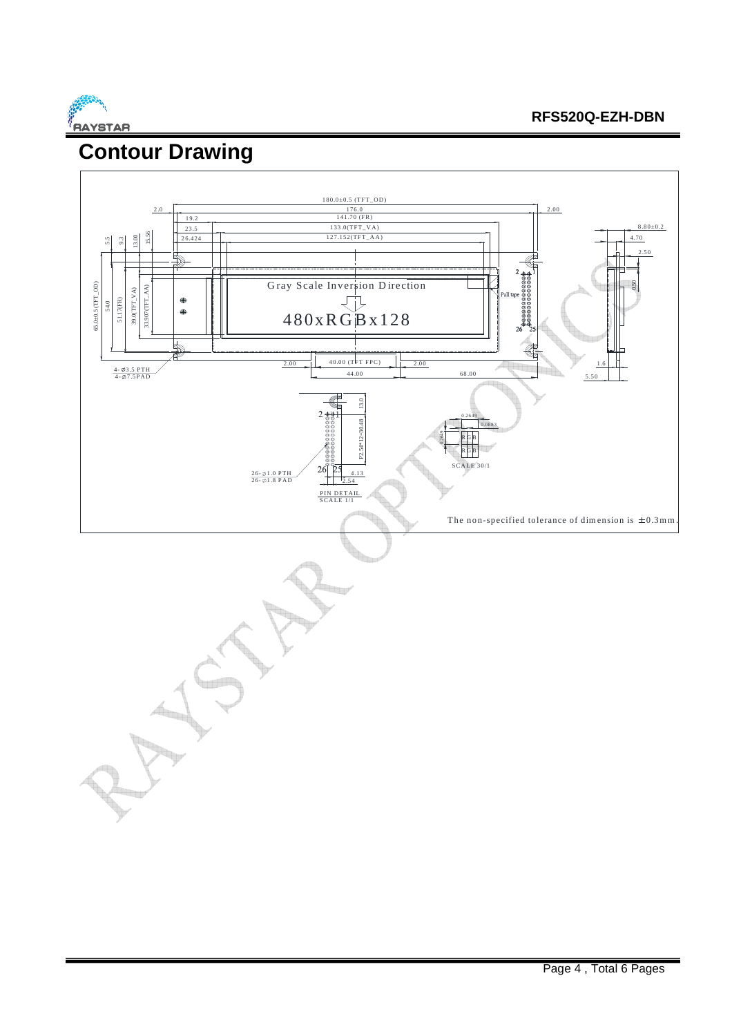# Contour Drawing

180.0±0.5 (TFT_OD)

2.0

176.0

2.00

19.2

141.70 (FR)

23.5

133.0(TFT_VA)

8.80±0.2

26.424

127.152(TFT_AA)

4.70

5.5

9.3

13.00

15.56

2.50

65.0±0.5 (TFT_OD)

54.0

51.17(FR)

39.0(TFT_VA)

33.907(TFT_AA)

Gray Scale Inversion Direction

480xRGBx128

2

1

Pull tape

26

25

0.50

4-ø3.5 PTH

4-ø7.5PAD

2.00

40.00 (TFT FPC)

2.00

44.00

68.00

1.6

5.50

13.0

2

1

P2.54*12=30.48

26

25

26-ø1.0 PTH

26-ø1.8 PAD

4.13

2.54

PIN DETAIL

SCALE 1/1

0.2649

0.0883

0.2649

R G B

R G B

SCALE 30/1

The non-specified tolerance of dimension is ±0.3mm.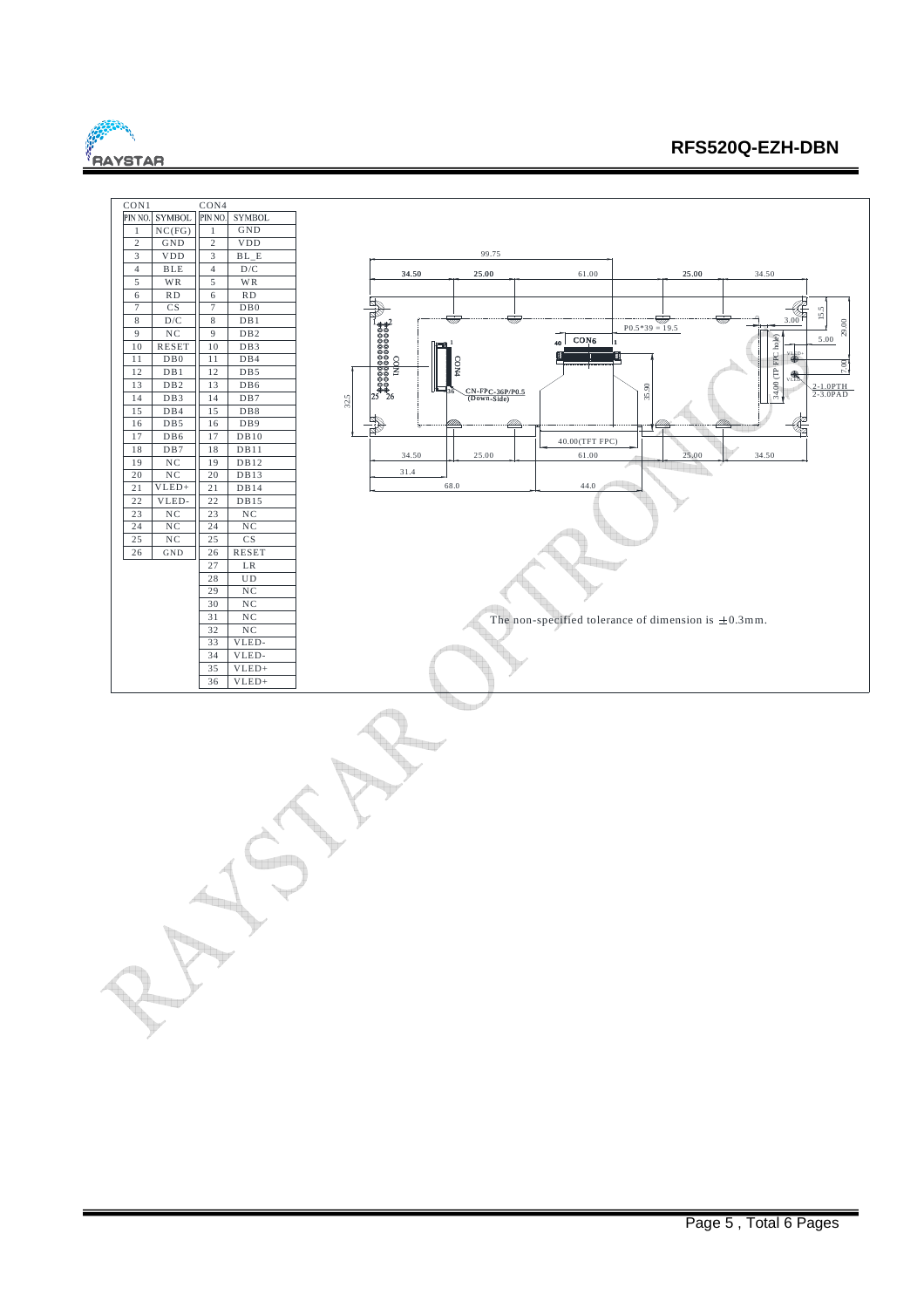CON1

| PIN NO. | SYMBOL |
|---|---|
| 1 | NC(FG) |
| 2 | GND |
| 3 | VDD |
| 4 | BLE |
| 5 | WR |
| 6 | RD |
| 7 | CS |
| 8 | D/C |
| 9 | NC |
| 10 | RESET |
| 11 | DB0 |
| 12 | DB1 |
| 13 | DB2 |
| 14 | DB3 |
| 15 | DB4 |
| 16 | DB5 |
| 17 | DB6 |
| 18 | DB7 |
| 19 | NC |
| 20 | NC |
| 21 | VLED+ |
| 22 | VLED- |
| 23 | NC |
| 24 | NC |
| 25 | NC |
| 26 | GND |

CON4

| PIN NO. | SYMBOL |
|---|---|
| 1 | GND |
| 2 | VDD |
| 3 | BL_E |
| 4 | D/C |
| 5 | WR |
| 6 | RD |
| 7 | DB0 |
| 8 | DB1 |
| 9 | DB2 |
| 10 | DB3 |
| 11 | DB4 |
| 12 | DB5 |
| 13 | DB6 |
| 14 | DB7 |
| 15 | DB8 |
| 16 | DB9 |
| 17 | DB10 |
| 18 | DB11 |
| 19 | DB12 |
| 20 | DB13 |
| 21 | DB14 |
| 22 | DB15 |
| 23 | NC |
| 24 | NC |
| 25 | CS |
| 26 | RESET |
| 27 | LR |
| 28 | UD |
| 29 | NC |
| 30 | NC |
| 31 | NC |
| 32 | NC |
| 33 | VLED- |
| 34 | VLED- |
| 35 | VLED+ |
| 36 | VLED+ |

99.75

34.50 | 25.00 | 61.00 | 25.00 | 34.50

P0.5*39 = 19.5

CON6

CON1

CON4

CN-FPC-36P/P0.5 (Down-Side)

35.90

34.00 (TP FPC hole)

VLED+

VLED-

3.00

5.00

15.5

29.00

7.00

2-1.0PTH

2-3.0PAD

32.5

40.00(TFT FPC)

34.50 | 25.00 | 61.00 | 25.00 | 34.50

31.4

68.0

44.0

The non-specified tolerance of dimension is ±0.3mm.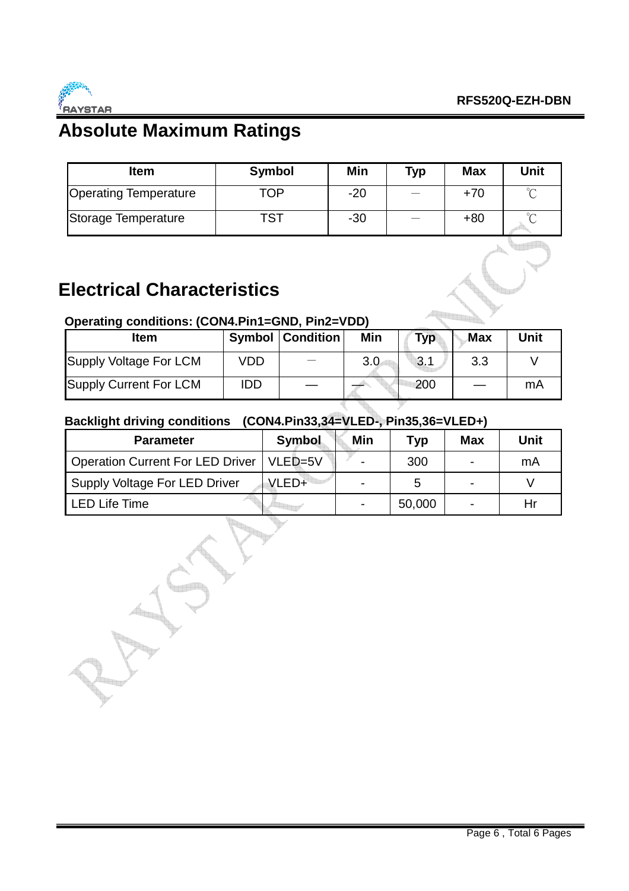# Absolute Maximum Ratings

| Item | Symbol | Min | Typ | Max | Unit |
|---|---|---|---|---|---|
| Operating Temperature | TOP | -20 | — | +70 | ℃ |
| Storage Temperature | TST | -30 | — | +80 | ℃ |

# Electrical Characteristics

**Operating conditions: (CON4.Pin1=GND, Pin2=VDD)**

| Item | Symbol | Condition | Min | Typ | Max | Unit |
|---|---|---|---|---|---|---|
| Supply Voltage For LCM | VDD | — | 3.0 | 3.1 | 3.3 | V |
| Supply Current For LCM | IDD | — | — | 200 | — | mA |

**Backlight driving conditions (CON4.Pin33,34=VLED-, Pin35,36=VLED+)**

| Parameter | Symbol | Min | Typ | Max | Unit |
|---|---|---|---|---|---|
| Operation Current For LED Driver | VLED=5V | - | 300 | - | mA |
| Supply Voltage For LED Driver | VLED+ | - | 5 | - | V |
| LED Life Time | | - | 50,000 | - | Hr |